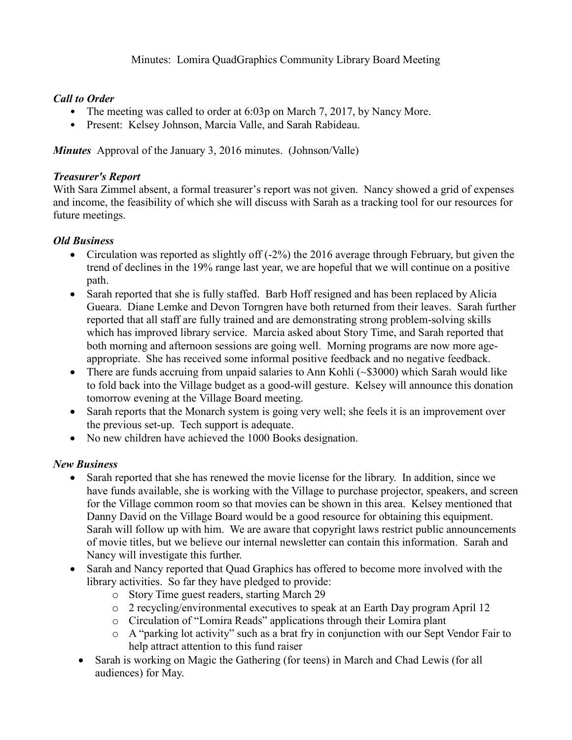Minutes: Lomira QuadGraphics Community Library Board Meeting

***Call to Order***

- The meeting was called to order at 6:03p on March 7, 2017, by Nancy More.
- Present: Kelsey Johnson, Marcia Valle, and Sarah Rabideau.

***Minutes*** Approval of the January 3, 2016 minutes. (Johnson/Valle)

***Treasurer's Report***

With Sara Zimmel absent, a formal treasurer's report was not given. Nancy showed a grid of expenses and income, the feasibility of which she will discuss with Sarah as a tracking tool for our resources for future meetings.

***Old Business***

- Circulation was reported as slightly off (-2%) the 2016 average through February, but given the trend of declines in the 19% range last year, we are hopeful that we will continue on a positive path.
- Sarah reported that she is fully staffed. Barb Hoff resigned and has been replaced by Alicia Gueara. Diane Lemke and Devon Torngren have both returned from their leaves. Sarah further reported that all staff are fully trained and are demonstrating strong problem-solving skills which has improved library service. Marcia asked about Story Time, and Sarah reported that both morning and afternoon sessions are going well. Morning programs are now more age-appropriate. She has received some informal positive feedback and no negative feedback.
- There are funds accruing from unpaid salaries to Ann Kohli (~$3000) which Sarah would like to fold back into the Village budget as a good-will gesture. Kelsey will announce this donation tomorrow evening at the Village Board meeting.
- Sarah reports that the Monarch system is going very well; she feels it is an improvement over the previous set-up. Tech support is adequate.
- No new children have achieved the 1000 Books designation.

***New Business***

- Sarah reported that she has renewed the movie license for the library. In addition, since we have funds available, she is working with the Village to purchase projector, speakers, and screen for the Village common room so that movies can be shown in this area. Kelsey mentioned that Danny David on the Village Board would be a good resource for obtaining this equipment. Sarah will follow up with him. We are aware that copyright laws restrict public announcements of movie titles, but we believe our internal newsletter can contain this information. Sarah and Nancy will investigate this further.
- Sarah and Nancy reported that Quad Graphics has offered to become more involved with the library activities. So far they have pledged to provide:
    - Story Time guest readers, starting March 29
    - 2 recycling/environmental executives to speak at an Earth Day program April 12
    - Circulation of "Lomira Reads" applications through their Lomira plant
    - A "parking lot activity" such as a brat fry in conjunction with our Sept Vendor Fair to help attract attention to this fund raiser
- Sarah is working on Magic the Gathering (for teens) in March and Chad Lewis (for all audiences) for May.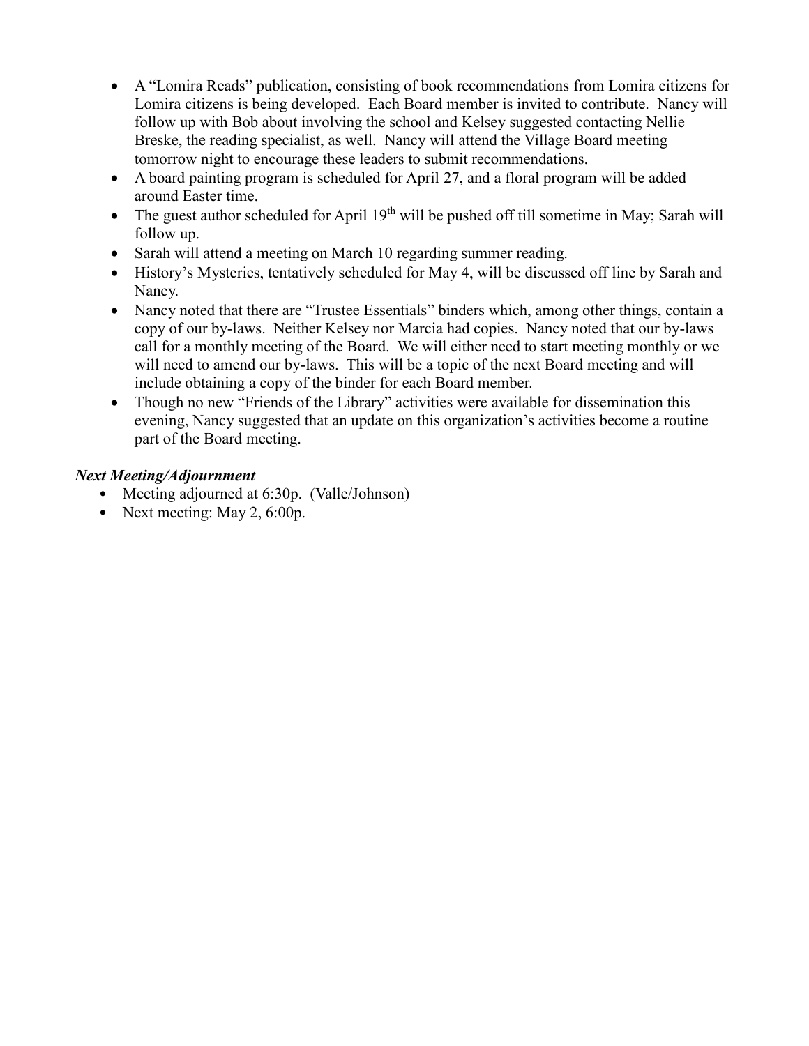- A "Lomira Reads" publication, consisting of book recommendations from Lomira citizens for Lomira citizens is being developed. Each Board member is invited to contribute. Nancy will follow up with Bob about involving the school and Kelsey suggested contacting Nellie Breske, the reading specialist, as well. Nancy will attend the Village Board meeting tomorrow night to encourage these leaders to submit recommendations.
- A board painting program is scheduled for April 27, and a floral program will be added around Easter time.
- The guest author scheduled for April 19th will be pushed off till sometime in May; Sarah will follow up.
- Sarah will attend a meeting on March 10 regarding summer reading.
- History's Mysteries, tentatively scheduled for May 4, will be discussed off line by Sarah and Nancy.
- Nancy noted that there are "Trustee Essentials" binders which, among other things, contain a copy of our by-laws. Neither Kelsey nor Marcia had copies. Nancy noted that our by-laws call for a monthly meeting of the Board. We will either need to start meeting monthly or we will need to amend our by-laws. This will be a topic of the next Board meeting and will include obtaining a copy of the binder for each Board member.
- Though no new "Friends of the Library" activities were available for dissemination this evening, Nancy suggested that an update on this organization's activities become a routine part of the Board meeting.

***Next Meeting/Adjournment***

- Meeting adjourned at 6:30p. (Valle/Johnson)
- Next meeting: May 2, 6:00p.